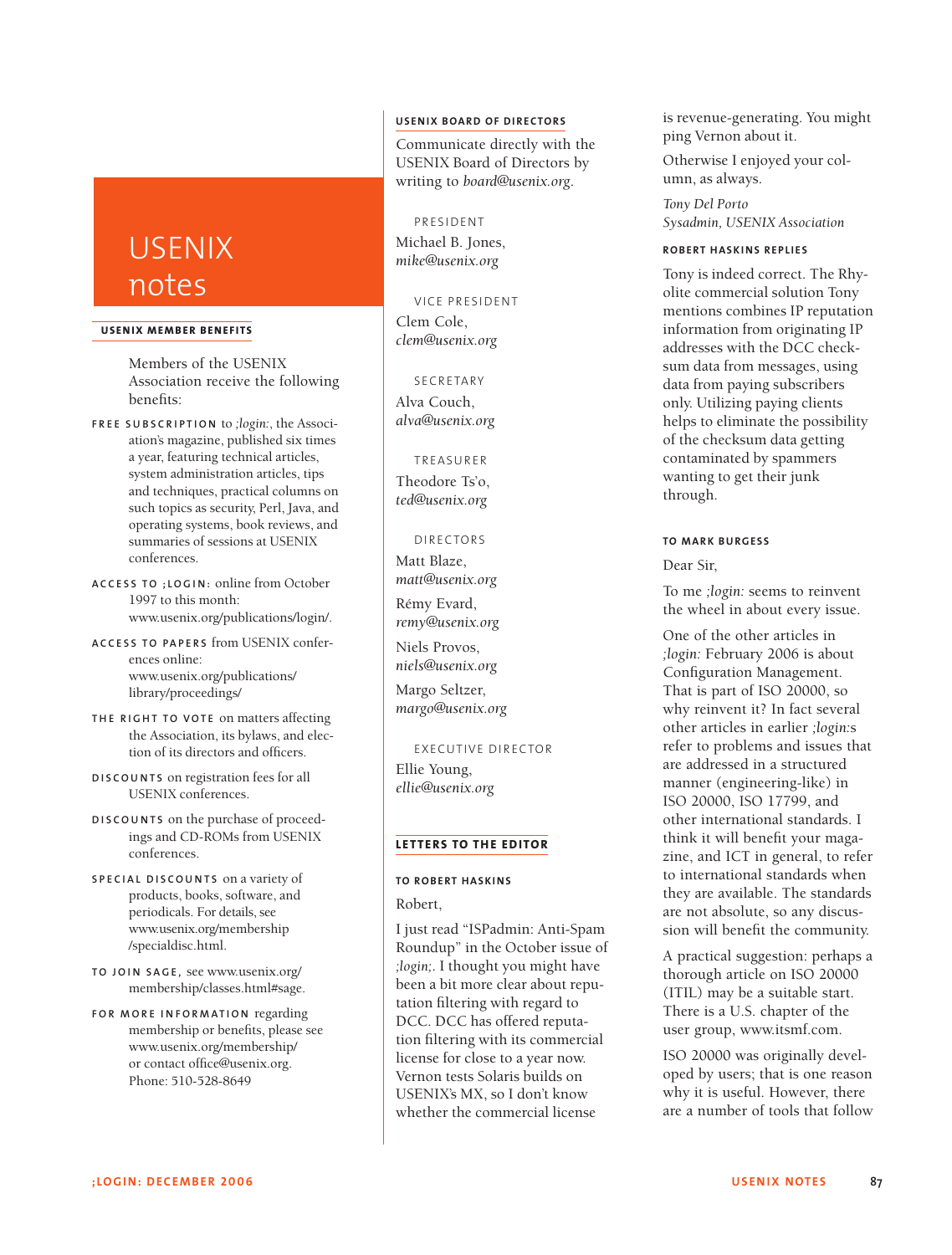# USENIX notes

## USENIX MEMBER BENEFITS

Members of the USENIX Association receive the following benefits:

**FREE SUBSCRIPTION** to *;login:*, the Association's magazine, published six times a year, featuring technical articles, system administration articles, tips and techniques, practical columns on such topics as security, Perl, Java, and operating systems, book reviews, and summaries of sessions at USENIX conferences.

**ACCESS TO ;LOGIN:** online from October 1997 to this month: www.usenix.org/publications/login/.

**ACCESS TO PAPERS** from USENIX conferences online: www.usenix.org/publications/library/proceedings/

**THE RIGHT TO VOTE** on matters affecting the Association, its bylaws, and election of its directors and officers.

**DISCOUNTS** on registration fees for all USENIX conferences.

**DISCOUNTS** on the purchase of proceedings and CD-ROMs from USENIX conferences.

**SPECIAL DISCOUNTS** on a variety of products, books, software, and periodicals. For details, see www.usenix.org/membership/specialdisc.html.

**TO JOIN SAGE,** see www.usenix.org/membership/classes.html#sage.

**FOR MORE INFORMATION** regarding membership or benefits, please see www.usenix.org/membership/ or contact office@usenix.org. Phone: 510-528-8649

## USENIX BOARD OF DIRECTORS

Communicate directly with the USENIX Board of Directors by writing to *board@usenix.org*.

PRESIDENT

Michael B. Jones, *mike@usenix.org*

VICE PRESIDENT

Clem Cole, *clem@usenix.org*

SECRETARY

Alva Couch, *alva@usenix.org*

TREASURER

Theodore Ts'o, *ted@usenix.org*

DIRECTORS

Matt Blaze, *matt@usenix.org*

Rémy Evard, *remy@usenix.org*

Niels Provos, *niels@usenix.org*

Margo Seltzer, *margo@usenix.org*

EXECUTIVE DIRECTOR

Ellie Young, *ellie@usenix.org*

## LETTERS TO THE EDITOR

### TO ROBERT HASKINS

Robert,

I just read "ISPadmin: Anti-Spam Roundup" in the October issue of *;login;*. I thought you might have been a bit more clear about reputation filtering with regard to DCC. DCC has offered reputation filtering with its commercial license for close to a year now. Vernon tests Solaris builds on USENIX's MX, so I don't know whether the commercial license is revenue-generating. You might ping Vernon about it.

Otherwise I enjoyed your column, as always.

*Tony Del Porto*
*Sysadmin, USENIX Association*

### ROBERT HASKINS REPLIES

Tony is indeed correct. The Rhyolite commercial solution Tony mentions combines IP reputation information from originating IP addresses with the DCC checksum data from messages, using data from paying subscribers only. Utilizing paying clients helps to eliminate the possibility of the checksum data getting contaminated by spammers wanting to get their junk through.

### TO MARK BURGESS

Dear Sir,

To me *;login:* seems to reinvent the wheel in about every issue.

One of the other articles in *;login:* February 2006 is about Configuration Management. That is part of ISO 20000, so why reinvent it? In fact several other articles in earlier *;login:*s refer to problems and issues that are addressed in a structured manner (engineering-like) in ISO 20000, ISO 17799, and other international standards. I think it will benefit your magazine, and ICT in general, to refer to international standards when they are available. The standards are not absolute, so any discussion will benefit the community.

A practical suggestion: perhaps a thorough article on ISO 20000 (ITIL) may be a suitable start. There is a U.S. chapter of the user group, www.itsmf.com.

ISO 20000 was originally developed by users; that is one reason why it is useful. However, there are a number of tools that follow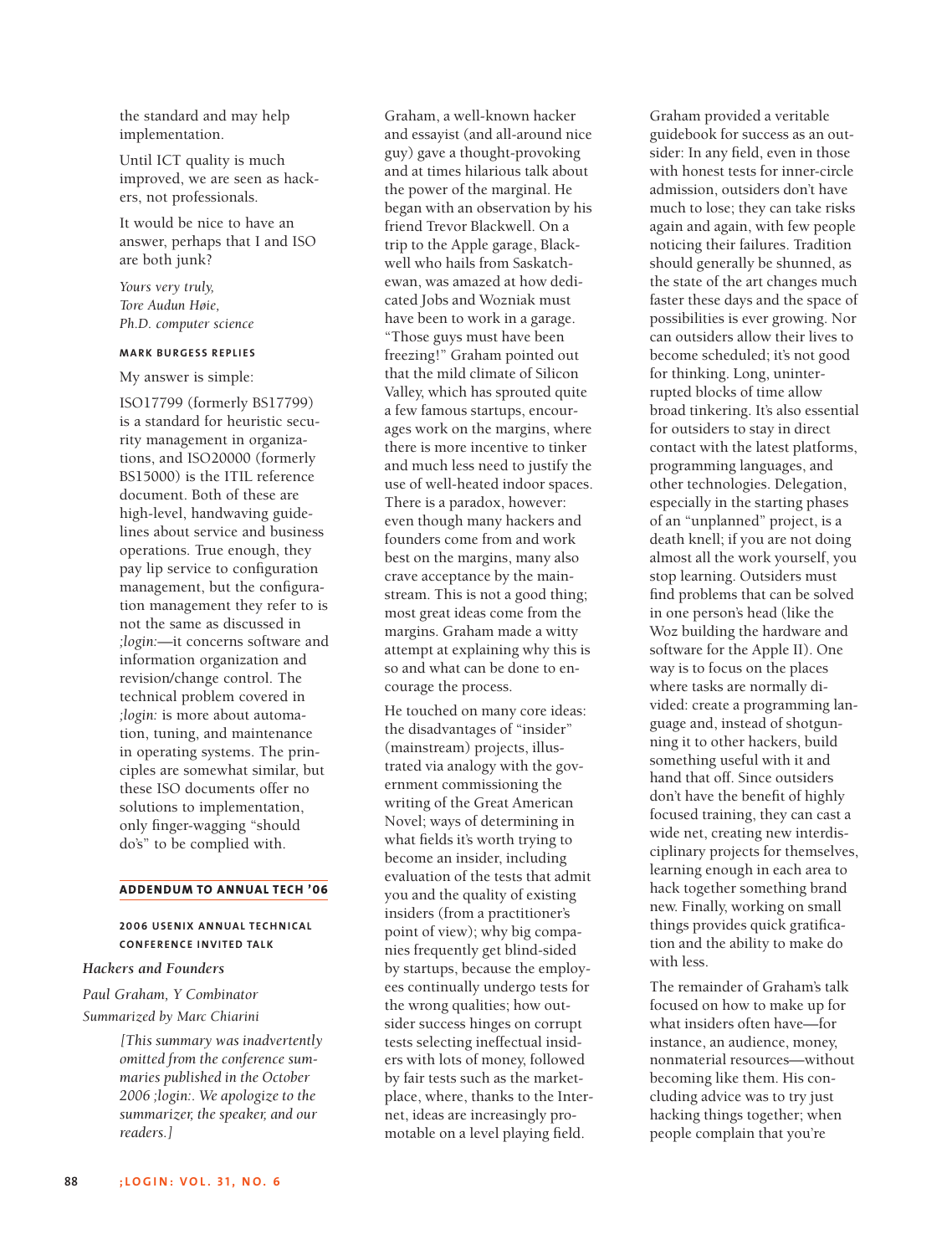the standard and may help implementation.

Until ICT quality is much improved, we are seen as hackers, not professionals.

It would be nice to have an answer, perhaps that I and ISO are both junk?

*Yours very truly,*
*Tore Audun Høie,*
*Ph.D. computer science*

#### MARK BURGESS REPLIES

My answer is simple:

ISO17799 (formerly BS17799) is a standard for heuristic security management in organizations, and ISO20000 (formerly BS15000) is the ITIL reference document. Both of these are high-level, handwaving guidelines about service and business operations. True enough, they pay lip service to configuration management, but the configuration management they refer to is not the same as discussed in *;login:*—it concerns software and information organization and revision/change control. The technical problem covered in *;login:* is more about automation, tuning, and maintenance in operating systems. The principles are somewhat similar, but these ISO documents offer no solutions to implementation, only finger-wagging "should do's" to be complied with.

## ADDENDUM TO ANNUAL TECH '06

### 2006 USENIX ANNUAL TECHNICAL CONFERENCE INVITED TALK

*Hackers and Founders*

*Paul Graham, Y Combinator*

*Summarized by Marc Chiarini*

*[This summary was inadvertently omitted from the conference summaries published in the October 2006 ;login:. We apologize to the summarizer, the speaker, and our readers.]*

Graham, a well-known hacker and essayist (and all-around nice guy) gave a thought-provoking and at times hilarious talk about the power of the marginal. He began with an observation by his friend Trevor Blackwell. On a trip to the Apple garage, Blackwell who hails from Saskatchewan, was amazed at how dedicated Jobs and Wozniak must have been to work in a garage. "Those guys must have been freezing!" Graham pointed out that the mild climate of Silicon Valley, which has sprouted quite a few famous startups, encourages work on the margins, where there is more incentive to tinker and much less need to justify the use of well-heated indoor spaces. There is a paradox, however: even though many hackers and founders come from and work best on the margins, many also crave acceptance by the mainstream. This is not a good thing; most great ideas come from the margins. Graham made a witty attempt at explaining why this is so and what can be done to encourage the process.

He touched on many core ideas: the disadvantages of "insider" (mainstream) projects, illustrated via analogy with the government commissioning the writing of the Great American Novel; ways of determining in what fields it's worth trying to become an insider, including evaluation of the tests that admit you and the quality of existing insiders (from a practitioner's point of view); why big companies frequently get blind-sided by startups, because the employees continually undergo tests for the wrong qualities; how outsider success hinges on corrupt tests selecting ineffectual insiders with lots of money, followed by fair tests such as the marketplace, where, thanks to the Internet, ideas are increasingly promotable on a level playing field.

Graham provided a veritable guidebook for success as an outsider: In any field, even in those with honest tests for inner-circle admission, outsiders don't have much to lose; they can take risks again and again, with few people noticing their failures. Tradition should generally be shunned, as the state of the art changes much faster these days and the space of possibilities is ever growing. Nor can outsiders allow their lives to become scheduled; it's not good for thinking. Long, uninterrupted blocks of time allow broad tinkering. It's also essential for outsiders to stay in direct contact with the latest platforms, programming languages, and other technologies. Delegation, especially in the starting phases of an "unplanned" project, is a death knell; if you are not doing almost all the work yourself, you stop learning. Outsiders must find problems that can be solved in one person's head (like the Woz building the hardware and software for the Apple II). One way is to focus on the places where tasks are normally divided: create a programming language and, instead of shotgunning it to other hackers, build something useful with it and hand that off. Since outsiders don't have the benefit of highly focused training, they can cast a wide net, creating new interdisciplinary projects for themselves, learning enough in each area to hack together something brand new. Finally, working on small things provides quick gratification and the ability to make do with less.

The remainder of Graham's talk focused on how to make up for what insiders often have—for instance, an audience, money, nonmaterial resources—without becoming like them. His concluding advice was to try just hacking things together; when people complain that you're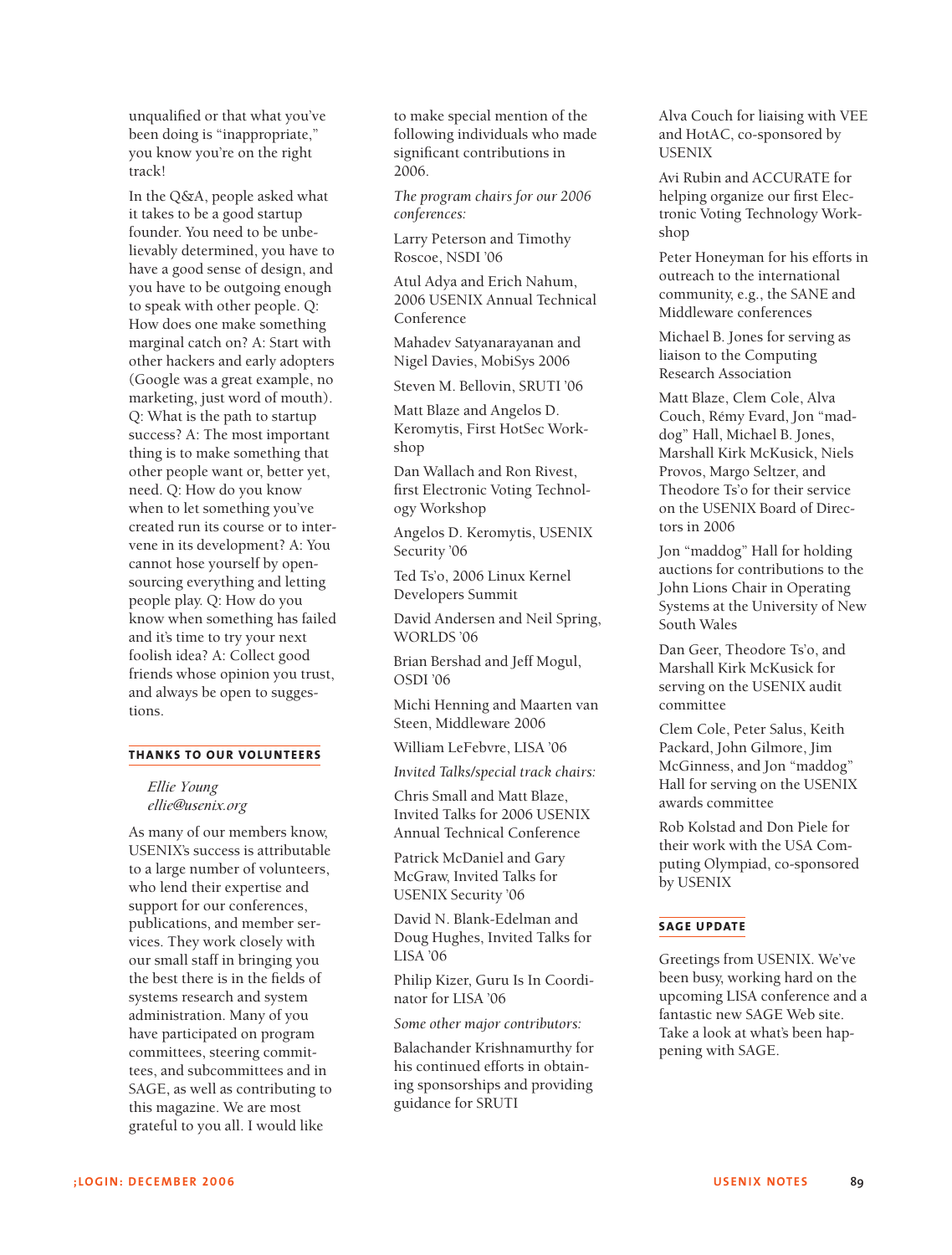unqualified or that what you've been doing is "inappropriate," you know you're on the right track!

In the Q&A, people asked what it takes to be a good startup founder. You need to be unbelievably determined, you have to have a good sense of design, and you have to be outgoing enough to speak with other people. Q: How does one make something marginal catch on? A: Start with other hackers and early adopters (Google was a great example, no marketing, just word of mouth). Q: What is the path to startup success? A: The most important thing is to make something that other people want or, better yet, need. Q: How do you know when to let something you've created run its course or to intervene in its development? A: You cannot hose yourself by open-sourcing everything and letting people play. Q: How do you know when something has failed and it's time to try your next foolish idea? A: Collect good friends whose opinion you trust, and always be open to suggestions.

## THANKS TO OUR VOLUNTEERS

*Ellie Young*
*ellie@usenix.org*

As many of our members know, USENIX's success is attributable to a large number of volunteers, who lend their expertise and support for our conferences, publications, and member services. They work closely with our small staff in bringing you the best there is in the fields of systems research and system administration. Many of you have participated on program committees, steering committees, and subcommittees and in SAGE, as well as contributing to this magazine. We are most grateful to you all. I would like to make special mention of the following individuals who made significant contributions in 2006.

*The program chairs for our 2006 conferences:*

Larry Peterson and Timothy Roscoe, NSDI '06

Atul Adya and Erich Nahum, 2006 USENIX Annual Technical Conference

Mahadev Satyanarayanan and Nigel Davies, MobiSys 2006

Steven M. Bellovin, SRUTI '06

Matt Blaze and Angelos D. Keromytis, First HotSec Workshop

Dan Wallach and Ron Rivest, first Electronic Voting Technology Workshop

Angelos D. Keromytis, USENIX Security '06

Ted Ts'o, 2006 Linux Kernel Developers Summit

David Andersen and Neil Spring, WORLDS '06

Brian Bershad and Jeff Mogul, OSDI '06

Michi Henning and Maarten van Steen, Middleware 2006

William LeFebvre, LISA '06

*Invited Talks/special track chairs:*

Chris Small and Matt Blaze, Invited Talks for 2006 USENIX Annual Technical Conference

Patrick McDaniel and Gary McGraw, Invited Talks for USENIX Security '06

David N. Blank-Edelman and Doug Hughes, Invited Talks for LISA '06

Philip Kizer, Guru Is In Coordinator for LISA '06

*Some other major contributors:*

Balachander Krishnamurthy for his continued efforts in obtaining sponsorships and providing guidance for SRUTI

Alva Couch for liaising with VEE and HotAC, co-sponsored by USENIX

Avi Rubin and ACCURATE for helping organize our first Electronic Voting Technology Workshop

Peter Honeyman for his efforts in outreach to the international community, e.g., the SANE and Middleware conferences

Michael B. Jones for serving as liaison to the Computing Research Association

Matt Blaze, Clem Cole, Alva Couch, Rémy Evard, Jon "maddog" Hall, Michael B. Jones, Marshall Kirk McKusick, Niels Provos, Margo Seltzer, and Theodore Ts'o for their service on the USENIX Board of Directors in 2006

Jon "maddog" Hall for holding auctions for contributions to the John Lions Chair in Operating Systems at the University of New South Wales

Dan Geer, Theodore Ts'o, and Marshall Kirk McKusick for serving on the USENIX audit committee

Clem Cole, Peter Salus, Keith Packard, John Gilmore, Jim McGinness, and Jon "maddog" Hall for serving on the USENIX awards committee

Rob Kolstad and Don Piele for their work with the USA Computing Olympiad, co-sponsored by USENIX

## SAGE UPDATE

Greetings from USENIX. We've been busy, working hard on the upcoming LISA conference and a fantastic new SAGE Web site. Take a look at what's been happening with SAGE.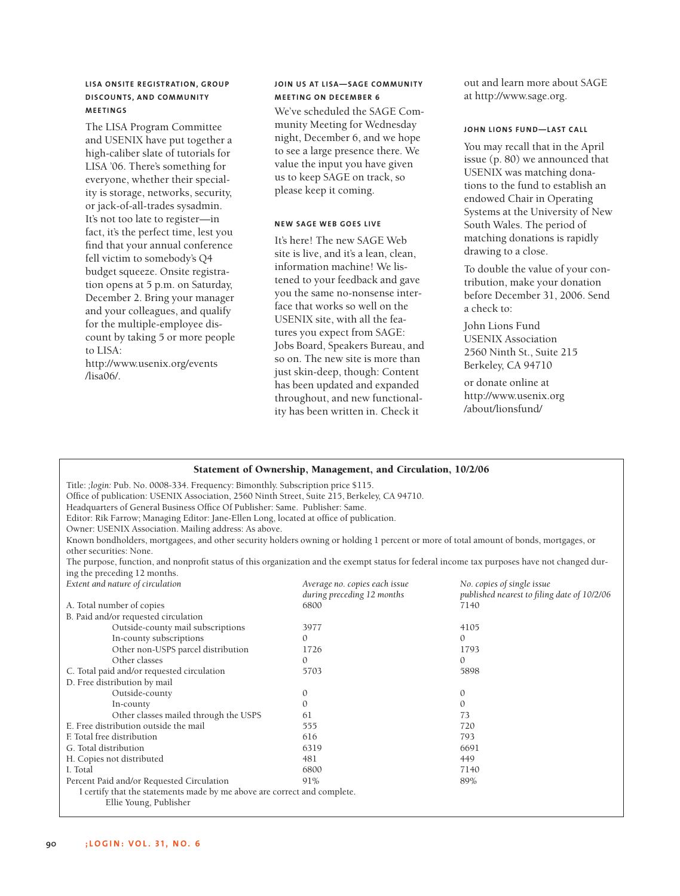### LISA ONSITE REGISTRATION, GROUP DISCOUNTS, AND COMMUNITY MEETINGS

The LISA Program Committee and USENIX have put together a high-caliber slate of tutorials for LISA '06. There's something for everyone, whether their specialty is storage, networks, security, or jack-of-all-trades sysadmin. It's not too late to register—in fact, it's the perfect time, lest you find that your annual conference fell victim to somebody's Q4 budget squeeze. Onsite registration opens at 5 p.m. on Saturday, December 2. Bring your manager and your colleagues, and qualify for the multiple-employee discount by taking 5 or more people to LISA: http://www.usenix.org/events/lisa06/.

### JOIN US AT LISA—SAGE COMMUNITY MEETING ON DECEMBER 6

We've scheduled the SAGE Community Meeting for Wednesday night, December 6, and we hope to see a large presence there. We value the input you have given us to keep SAGE on track, so please keep it coming.

### NEW SAGE WEB GOES LIVE

It's here! The new SAGE Web site is live, and it's a lean, clean, information machine! We listened to your feedback and gave you the same no-nonsense interface that works so well on the USENIX site, with all the features you expect from SAGE: Jobs Board, Speakers Bureau, and so on. The new site is more than just skin-deep, though: Content has been updated and expanded throughout, and new functionality has been written in. Check it out and learn more about SAGE at http://www.sage.org.

### JOHN LIONS FUND—LAST CALL

You may recall that in the April issue (p. 80) we announced that USENIX was matching donations to the fund to establish an endowed Chair in Operating Systems at the University of New South Wales. The period of matching donations is rapidly drawing to a close.

To double the value of your contribution, make your donation before December 31, 2006. Send a check to:

John Lions Fund
USENIX Association
2560 Ninth St., Suite 215
Berkeley, CA 94710

or donate online at http://www.usenix.org/about/lionsfund/

**Statement of Ownership, Management, and Circulation, 10/2/06**

Title: *;login:* Pub. No. 0008-334. Frequency: Bimonthly. Subscription price $115.
Office of publication: USENIX Association, 2560 Ninth Street, Suite 215, Berkeley, CA 94710.
Headquarters of General Business Office Of Publisher: Same. Publisher: Same.
Editor: Rik Farrow; Managing Editor: Jane-Ellen Long, located at office of publication.
Owner: USENIX Association. Mailing address: As above.
Known bondholders, mortgagees, and other security holders owning or holding 1 percent or more of total amount of bonds, mortgages, or other securities: None.
The purpose, function, and nonprofit status of this organization and the exempt status for federal income tax purposes have not changed during the preceding 12 months.

| *Extent and nature of circulation* | *Average no. copies each issue during preceding 12 months* | *No. copies of single issue published nearest to filing date of 10/2/06* |
|---|---|---|
| A. Total number of copies | 6800 | 7140 |
| B. Paid and/or requested circulation | | |
| Outside-county mail subscriptions | 3977 | 4105 |
| In-county subscriptions | 0 | 0 |
| Other non-USPS parcel distribution | 1726 | 1793 |
| Other classes | 0 | 0 |
| C. Total paid and/or requested circulation | 5703 | 5898 |
| D. Free distribution by mail | | |
| Outside-county | 0 | 0 |
| In-county | 0 | 0 |
| Other classes mailed through the USPS | 61 | 73 |
| E. Free distribution outside the mail | 555 | 720 |
| F. Total free distribution | 616 | 793 |
| G. Total distribution | 6319 | 6691 |
| H. Copies not distributed | 481 | 449 |
| I. Total | 6800 | 7140 |
| Percent Paid and/or Requested Circulation | 91% | 89% |

I certify that the statements made by me above are correct and complete.
Ellie Young, Publisher